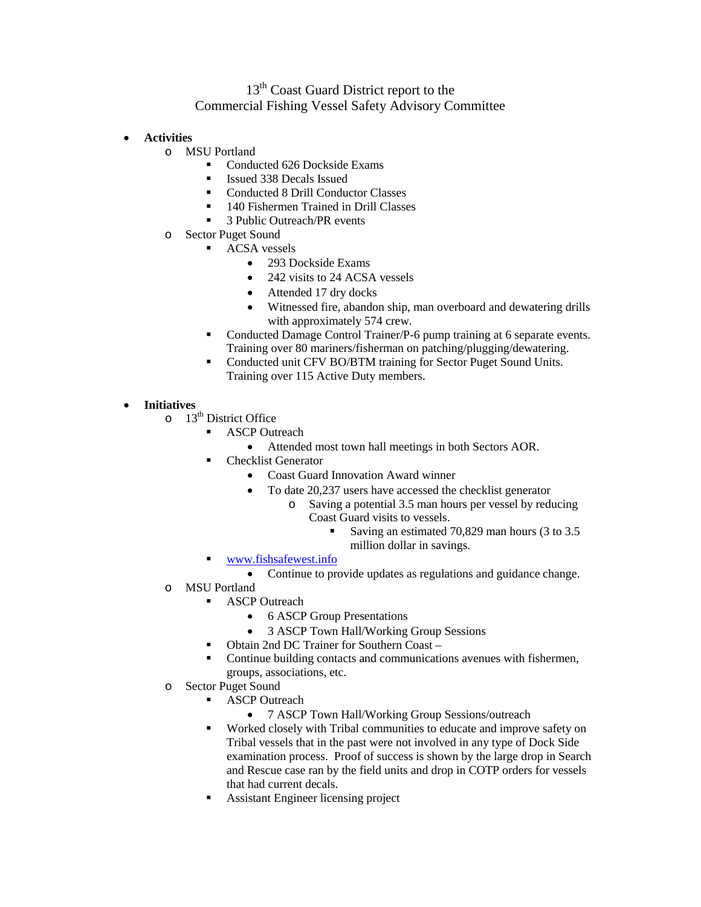# 13th Coast Guard District report to the Commercial Fishing Vessel Safety Advisory Committee

- **Activities**
  - MSU Portland
    - Conducted 626 Dockside Exams
    - Issued 338 Decals Issued
    - Conducted 8 Drill Conductor Classes
    - 140 Fishermen Trained in Drill Classes
    - 3 Public Outreach/PR events
  - Sector Puget Sound
    - ACSA vessels
      - 293 Dockside Exams
      - 242 visits to 24 ACSA vessels
      - Attended 17 dry docks
      - Witnessed fire, abandon ship, man overboard and dewatering drills with approximately 574 crew.
    - Conducted Damage Control Trainer/P-6 pump training at 6 separate events. Training over 80 mariners/fisherman on patching/plugging/dewatering.
    - Conducted unit CFV BO/BTM training for Sector Puget Sound Units. Training over 115 Active Duty members.

- **Initiatives**
  - 13th District Office
    - ASCP Outreach
      - Attended most town hall meetings in both Sectors AOR.
    - Checklist Generator
      - Coast Guard Innovation Award winner
      - To date 20,237 users have accessed the checklist generator
        - Saving a potential 3.5 man hours per vessel by reducing Coast Guard visits to vessels.
          - Saving an estimated 70,829 man hours (3 to 3.5 million dollar in savings.
    - [www.fishsafewest.info](http://www.fishsafewest.info)
      - Continue to provide updates as regulations and guidance change.
  - MSU Portland
    - ASCP Outreach
      - 6 ASCP Group Presentations
      - 3 ASCP Town Hall/Working Group Sessions
    - Obtain 2nd DC Trainer for Southern Coast –
    - Continue building contacts and communications avenues with fishermen, groups, associations, etc.
  - Sector Puget Sound
    - ASCP Outreach
      - 7 ASCP Town Hall/Working Group Sessions/outreach
    - Worked closely with Tribal communities to educate and improve safety on Tribal vessels that in the past were not involved in any type of Dock Side examination process. Proof of success is shown by the large drop in Search and Rescue case ran by the field units and drop in COTP orders for vessels that had current decals.
    - Assistant Engineer licensing project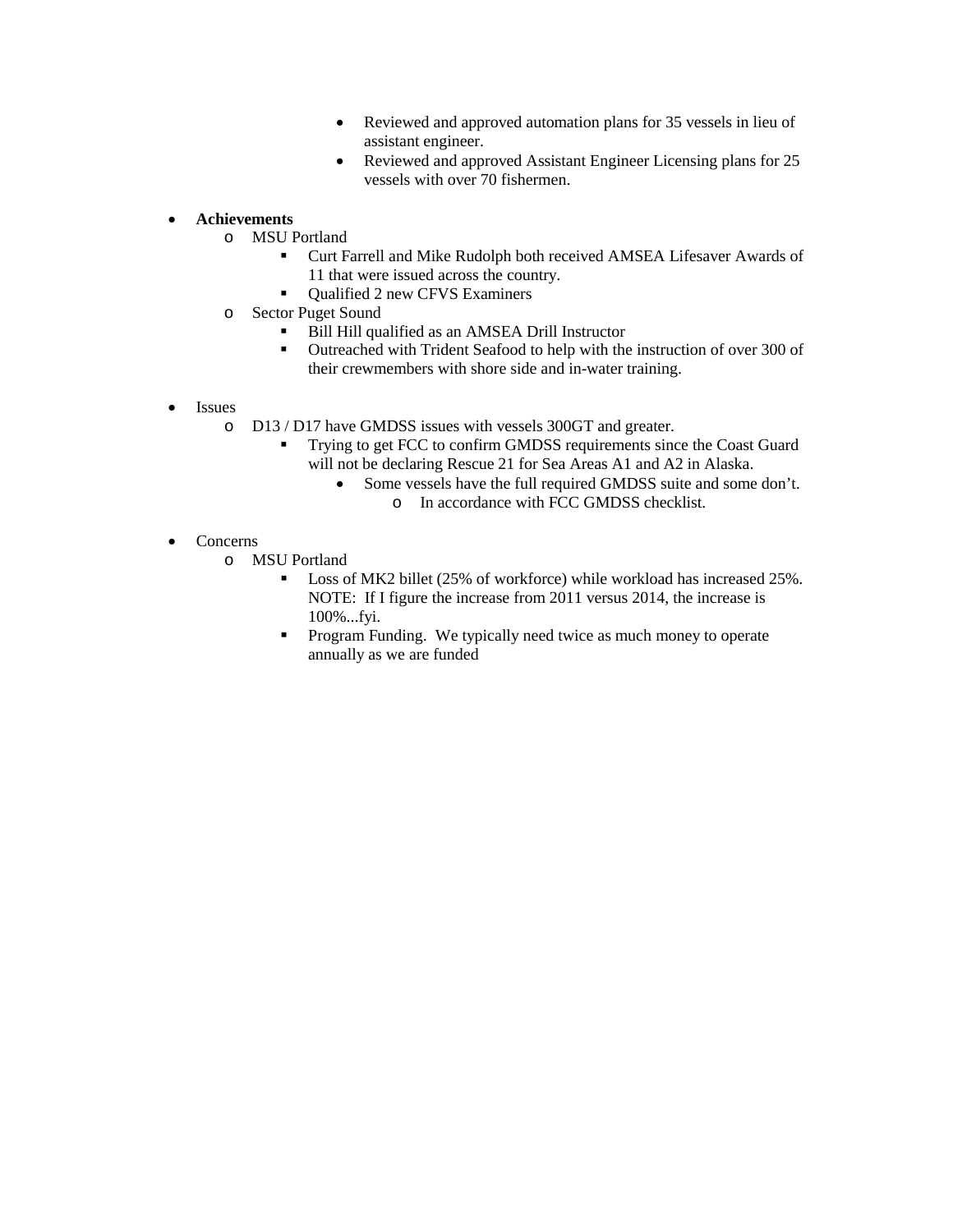- Reviewed and approved automation plans for 35 vessels in lieu of assistant engineer.
        - Reviewed and approved Assistant Engineer Licensing plans for 25 vessels with over 70 fishermen.

- **Achievements**
    - MSU Portland
        - Curt Farrell and Mike Rudolph both received AMSEA Lifesaver Awards of 11 that were issued across the country.
        - Qualified 2 new CFVS Examiners
    - Sector Puget Sound
        - Bill Hill qualified as an AMSEA Drill Instructor
        - Outreached with Trident Seafood to help with the instruction of over 300 of their crewmembers with shore side and in-water training.

- Issues
    - D13 / D17 have GMDSS issues with vessels 300GT and greater.
        - Trying to get FCC to confirm GMDSS requirements since the Coast Guard will not be declaring Rescue 21 for Sea Areas A1 and A2 in Alaska.
            - Some vessels have the full required GMDSS suite and some don't.
                - In accordance with FCC GMDSS checklist.

- Concerns
    - MSU Portland
        - Loss of MK2 billet (25% of workforce) while workload has increased 25%. NOTE: If I figure the increase from 2011 versus 2014, the increase is 100%...fyi.
        - Program Funding. We typically need twice as much money to operate annually as we are funded